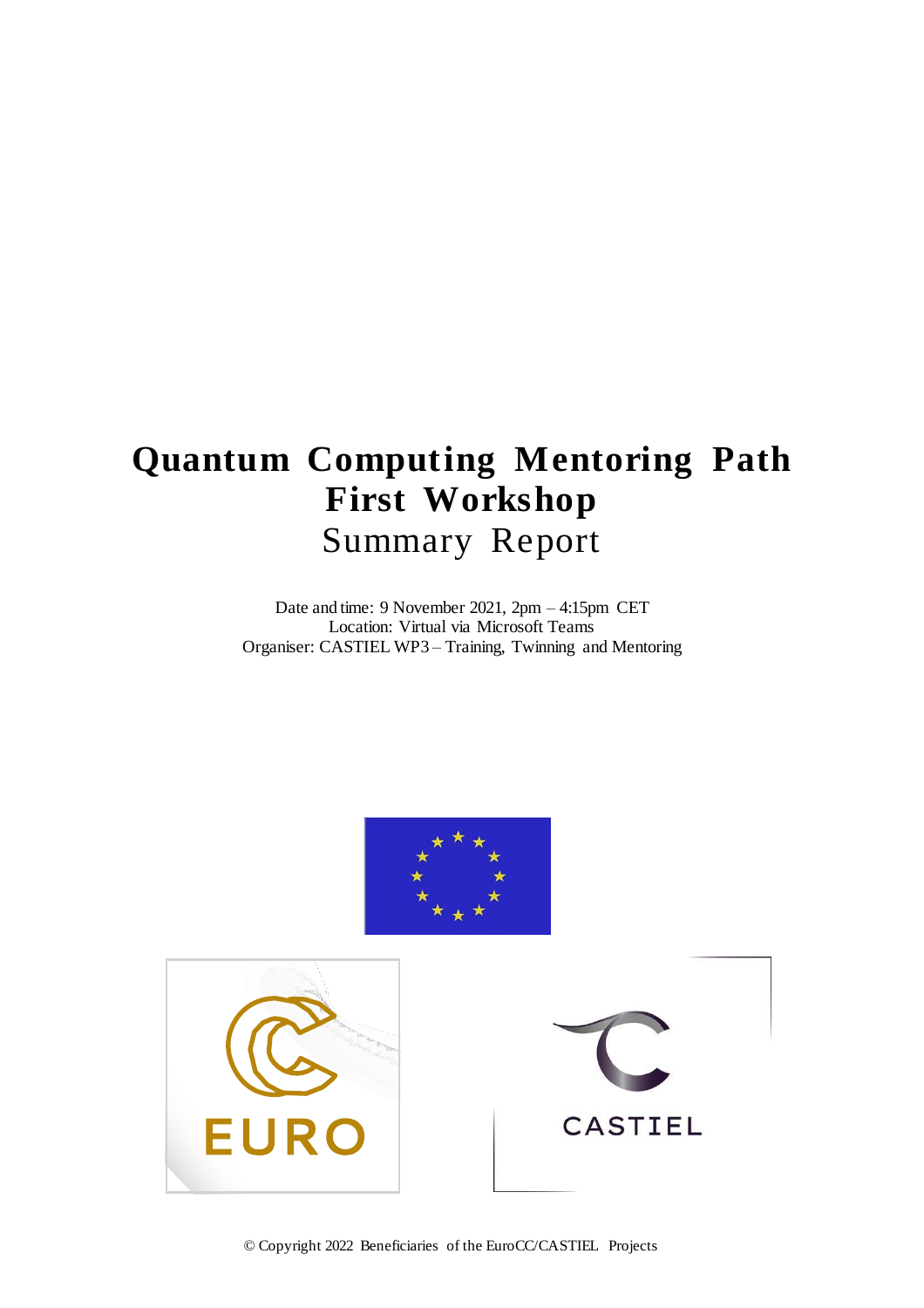# Quantum Computing Mentoring Path First Workshop

## Summary Report

Date and time: 9 November 2021, 2pm – 4:15pm CET
Location: Virtual via Microsoft Teams
Organiser: CASTIEL WP3 – Training, Twinning and Mentoring

EURO

CASTIEL

© Copyright 2022 Beneficiaries of the EuroCC/CASTIEL Projects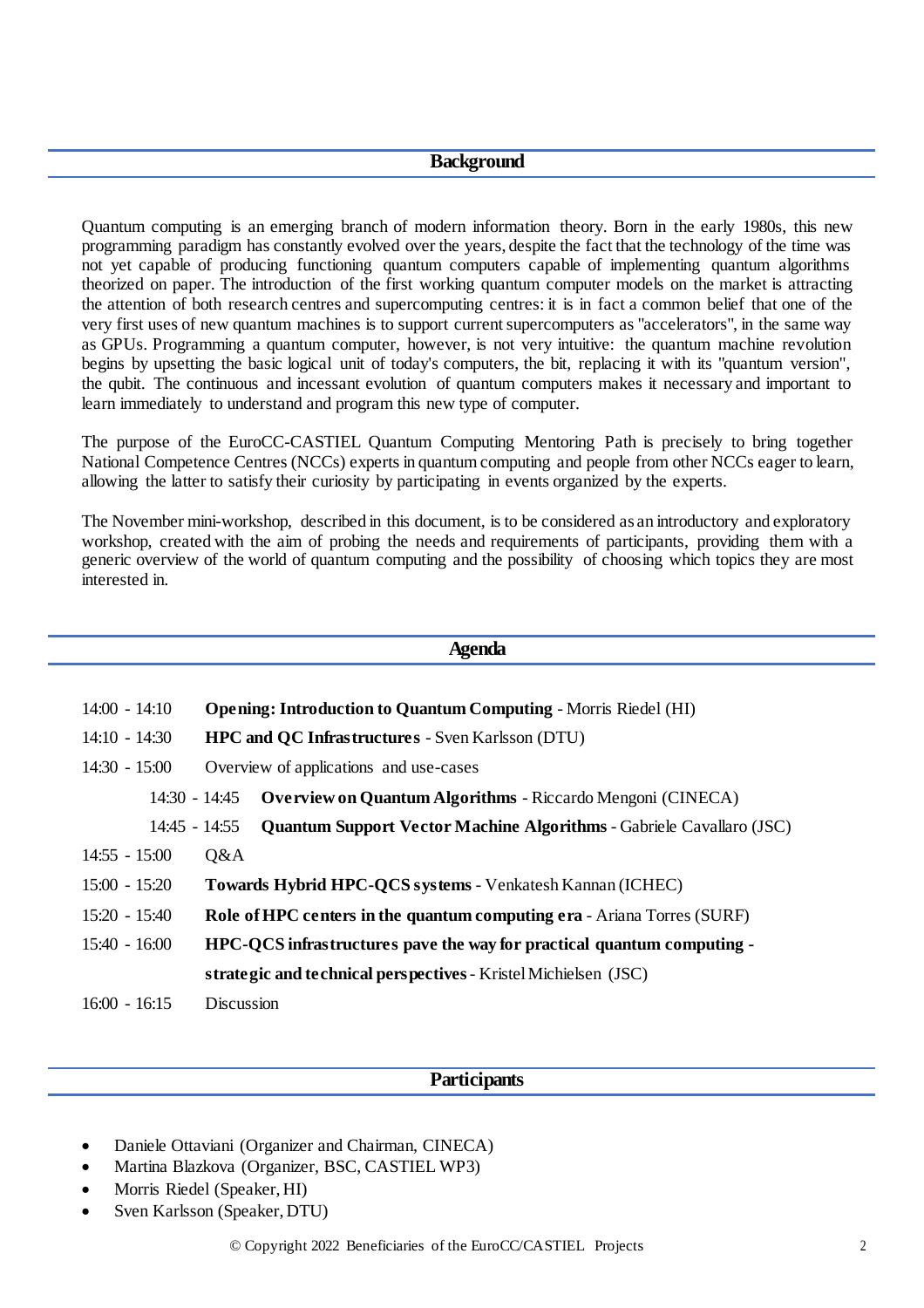## Background

Quantum computing is an emerging branch of modern information theory. Born in the early 1980s, this new programming paradigm has constantly evolved over the years, despite the fact that the technology of the time was not yet capable of producing functioning quantum computers capable of implementing quantum algorithms theorized on paper. The introduction of the first working quantum computer models on the market is attracting the attention of both research centres and supercomputing centres: it is in fact a common belief that one of the very first uses of new quantum machines is to support current supercomputers as "accelerators", in the same way as GPUs. Programming a quantum computer, however, is not very intuitive: the quantum machine revolution begins by upsetting the basic logical unit of today's computers, the bit, replacing it with its "quantum version", the qubit. The continuous and incessant evolution of quantum computers makes it necessary and important to learn immediately to understand and program this new type of computer.

The purpose of the EuroCC-CASTIEL Quantum Computing Mentoring Path is precisely to bring together National Competence Centres (NCCs) experts in quantum computing and people from other NCCs eager to learn, allowing the latter to satisfy their curiosity by participating in events organized by the experts.

The November mini-workshop, described in this document, is to be considered as an introductory and exploratory workshop, created with the aim of probing the needs and requirements of participants, providing them with a generic overview of the world of quantum computing and the possibility of choosing which topics they are most interested in.

## Agenda

- 14:00 - 14:10 **Opening: Introduction to Quantum Computing** - Morris Riedel (HI)
- 14:10 - 14:30 **HPC and QC Infrastructures** - Sven Karlsson (DTU)
- 14:30 - 15:00 Overview of applications and use-cases
  - 14:30 - 14:45 **Overview on Quantum Algorithms** - Riccardo Mengoni (CINECA)
  - 14:45 - 14:55 **Quantum Support Vector Machine Algorithms** - Gabriele Cavallaro (JSC)
- 14:55 - 15:00 Q&A
- 15:00 - 15:20 **Towards Hybrid HPC-QCS systems** - Venkatesh Kannan (ICHEC)
- 15:20 - 15:40 **Role of HPC centers in the quantum computing era** - Ariana Torres (SURF)
- 15:40 - 16:00 **HPC-QCS infrastructures pave the way for practical quantum computing - strategic and technical perspectives** - Kristel Michielsen (JSC)
- 16:00 - 16:15 Discussion

## Participants

- Daniele Ottaviani (Organizer and Chairman, CINECA)
- Martina Blazkova (Organizer, BSC, CASTIEL WP3)
- Morris Riedel (Speaker, HI)
- Sven Karlsson (Speaker, DTU)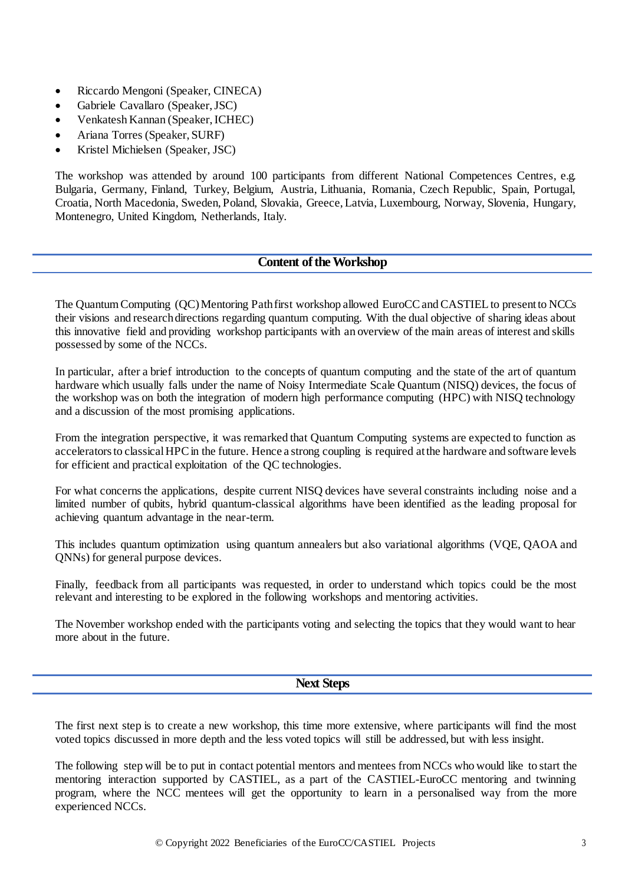- Riccardo Mengoni (Speaker, CINECA)
- Gabriele Cavallaro (Speaker, JSC)
- Venkatesh Kannan (Speaker, ICHEC)
- Ariana Torres (Speaker, SURF)
- Kristel Michielsen (Speaker, JSC)

The workshop was attended by around 100 participants from different National Competences Centres, e.g. Bulgaria, Germany, Finland, Turkey, Belgium, Austria, Lithuania, Romania, Czech Republic, Spain, Portugal, Croatia, North Macedonia, Sweden, Poland, Slovakia, Greece, Latvia, Luxembourg, Norway, Slovenia, Hungary, Montenegro, United Kingdom, Netherlands, Italy.

## Content of the Workshop

The Quantum Computing (QC) Mentoring Path first workshop allowed EuroCC and CASTIEL to present to NCCs their visions and research directions regarding quantum computing. With the dual objective of sharing ideas about this innovative field and providing workshop participants with an overview of the main areas of interest and skills possessed by some of the NCCs.

In particular, after a brief introduction to the concepts of quantum computing and the state of the art of quantum hardware which usually falls under the name of Noisy Intermediate Scale Quantum (NISQ) devices, the focus of the workshop was on both the integration of modern high performance computing (HPC) with NISQ technology and a discussion of the most promising applications.

From the integration perspective, it was remarked that Quantum Computing systems are expected to function as accelerators to classical HPC in the future. Hence a strong coupling is required at the hardware and software levels for efficient and practical exploitation of the QC technologies.

For what concerns the applications, despite current NISQ devices have several constraints including noise and a limited number of qubits, hybrid quantum-classical algorithms have been identified as the leading proposal for achieving quantum advantage in the near-term.

This includes quantum optimization using quantum annealers but also variational algorithms (VQE, QAOA and QNNs) for general purpose devices.

Finally, feedback from all participants was requested, in order to understand which topics could be the most relevant and interesting to be explored in the following workshops and mentoring activities.

The November workshop ended with the participants voting and selecting the topics that they would want to hear more about in the future.

## Next Steps

The first next step is to create a new workshop, this time more extensive, where participants will find the most voted topics discussed in more depth and the less voted topics will still be addressed, but with less insight.

The following step will be to put in contact potential mentors and mentees from NCCs who would like to start the mentoring interaction supported by CASTIEL, as a part of the CASTIEL-EuroCC mentoring and twinning program, where the NCC mentees will get the opportunity to learn in a personalised way from the more experienced NCCs.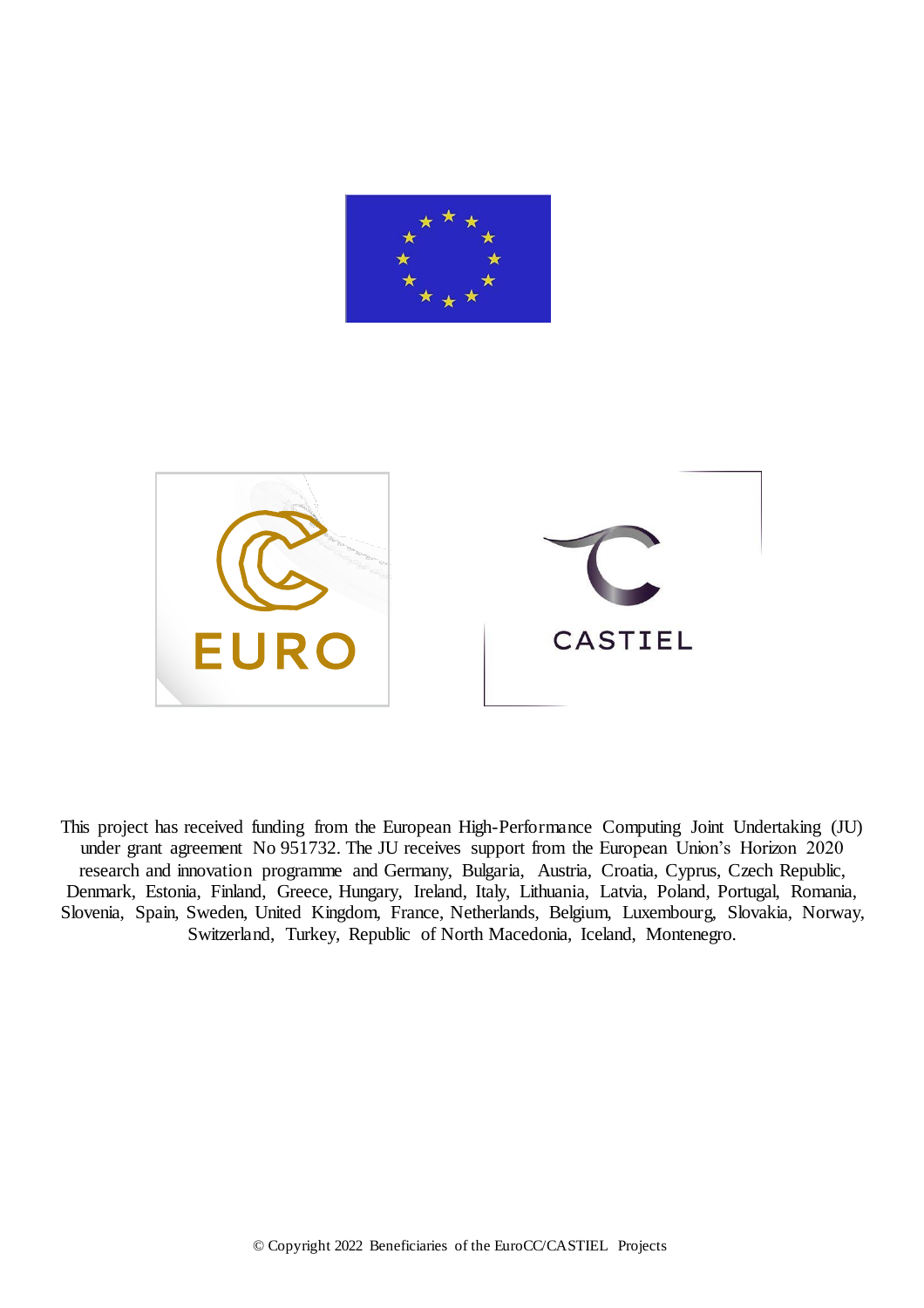EURO

CASTIEL

This project has received funding from the European High-Performance Computing Joint Undertaking (JU) under grant agreement No 951732. The JU receives support from the European Union's Horizon 2020 research and innovation programme and Germany, Bulgaria, Austria, Croatia, Cyprus, Czech Republic, Denmark, Estonia, Finland, Greece, Hungary, Ireland, Italy, Lithuania, Latvia, Poland, Portugal, Romania, Slovenia, Spain, Sweden, United Kingdom, France, Netherlands, Belgium, Luxembourg, Slovakia, Norway, Switzerland, Turkey, Republic of North Macedonia, Iceland, Montenegro.

© Copyright 2022 Beneficiaries of the EuroCC/CASTIEL Projects